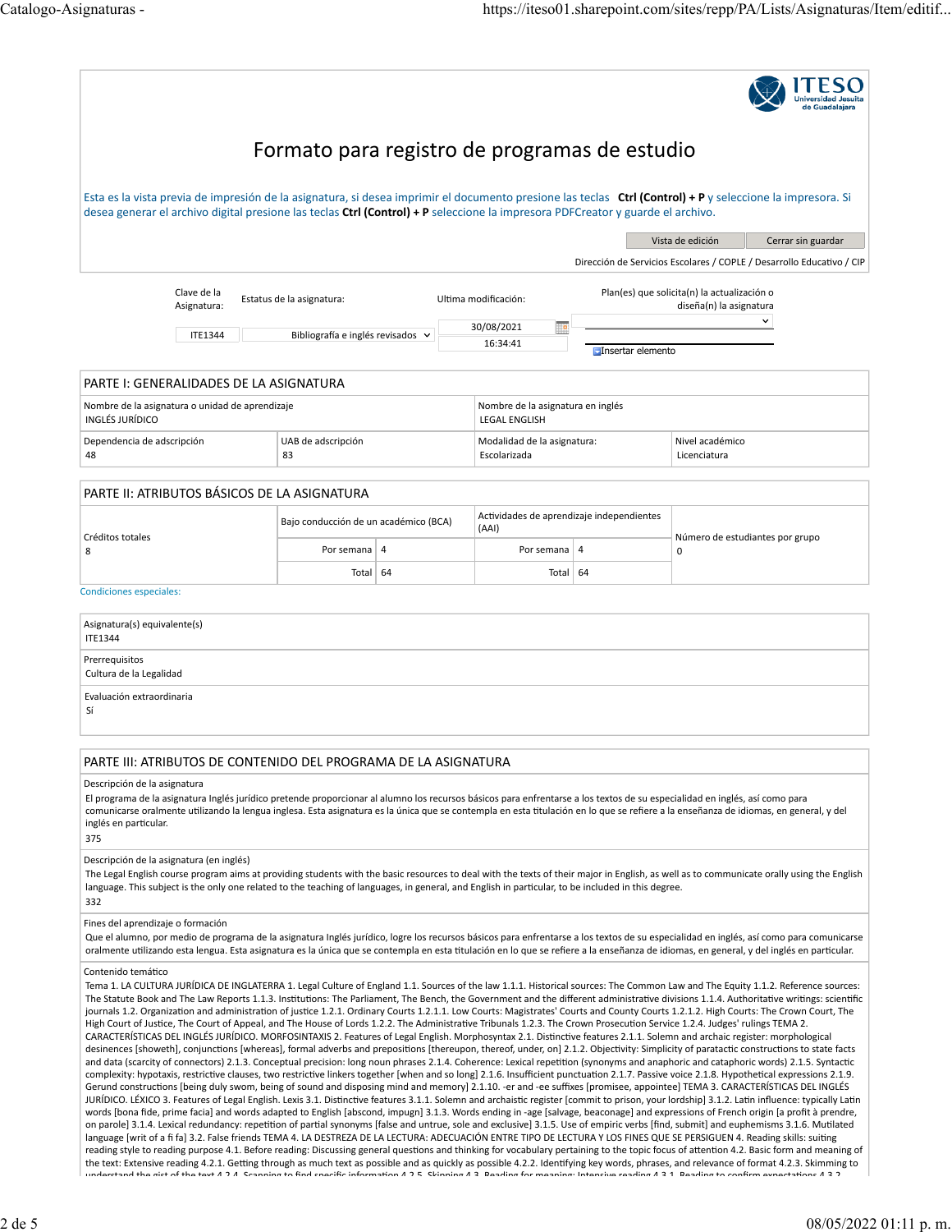# Formato para registro de programas de estudio

Esta es la vista previa de impresión de la asignatura, si desea imprimir el documento presione las teclas **Ctrl (Control) + P** y seleccione la impresora. Si desea generar el archivo digital presione las teclas **Ctrl (Control) + P** seleccione la impresora PDFCreator y guarde el archivo.

Vista de edición | Cerrar sin guardar

Dirección de Servicios Escolares / COPLE / Desarrollo Educativo / CIP

| Clave de la Asignatura: | Estatus de la asignatura: | Ultima modificación: | Plan(es) que solicita(n) la actualización o diseña(n) la asignatura |
|---|---|---|---|
| ITE1344 | Bibliografía e inglés revisados | 30/08/2021 16:34:41 | Insertar elemento |

## PARTE I: GENERALIDADES DE LA ASIGNATURA

| Nombre de la asignatura o unidad de aprendizaje | | Nombre de la asignatura en inglés | |
|---|---|---|---|
| INGLÉS JURÍDICO | | LEGAL ENGLISH | |
| **Dependencia de adscripción** | **UAB de adscripción** | **Modalidad de la asignatura:** | **Nivel académico** |
| 48 | 83 | Escolarizada | Licenciatura |

## PARTE II: ATRIBUTOS BÁSICOS DE LA ASIGNATURA

| Créditos totales | Bajo conducción de un académico (BCA) | | Actividades de aprendizaje independientes (AAI) | | Número de estudiantes por grupo |
|---|---|---|---|---|---|
| 8 | Por semana | 4 | Por semana | 4 | 0 |
| | Total | 64 | Total | 64 | |

Condiciones especiales:

**Asignatura(s) equivalente(s)**
ITE1344

**Prerrequisitos**
Cultura de la Legalidad

**Evaluación extraordinaria**
Sí

## PARTE III: ATRIBUTOS DE CONTENIDO DEL PROGRAMA DE LA ASIGNATURA

**Descripción de la asignatura**

El programa de la asignatura Inglés jurídico pretende proporcionar al alumno los recursos básicos para enfrentarse a los textos de su especialidad en inglés, así como para comunicarse oralmente utilizando la lengua inglesa. Esta asignatura es la única que se contempla en esta titulación en lo que se refiere a la enseñanza de idiomas, en general, y del inglés en particular.

375

**Descripción de la asignatura (en inglés)**

The Legal English course program aims at providing students with the basic resources to deal with the texts of their major in English, as well as to communicate orally using the English language. This subject is the only one related to the teaching of languages, in general, and English in particular, to be included in this degree.

332

**Fines del aprendizaje o formación**

Que el alumno, por medio de programa de la asignatura Inglés jurídico, logre los recursos básicos para enfrentarse a los textos de su especialidad en inglés, así como para comunicarse oralmente utilizando esta lengua. Esta asignatura es la única que se contempla en esta titulación en lo que se refiere a la enseñanza de idiomas, en general, y del inglés en particular.

**Contenido temático**

Tema 1. LA CULTURA JURÍDICA DE INGLATERRA 1. Legal Culture of England 1.1. Sources of the law 1.1.1. Historical sources: The Common Law and The Equity 1.1.2. Reference sources: The Statute Book and The Law Reports 1.1.3. Institutions: The Parliament, The Bench, the Government and the different administrative divisions 1.1.4. Authoritative writings: scientific journals 1.2. Organization and administration of justice 1.2.1. Ordinary Courts 1.2.1.1. Low Courts: Magistrates' Courts and County Courts 1.2.1.2. High Courts: The Crown Court, The High Court of Justice, The Court of Appeal, and The House of Lords 1.2.2. The Administrative Tribunals 1.2.3. The Crown Prosecution Service 1.2.4. Judges' rulings TEMA 2. CARACTERÍSTICAS DEL INGLÉS JURÍDICO. MORFOSINTAXIS 2. Features of Legal English. Morphosyntax 2.1. Distinctive features 2.1.1. Solemn and archaic register: morphological desinences [showeth], conjunctions [whereas], formal adverbs and prepositions [thereupon, thereof, under, on] 2.1.2. Objectivity: Simplicity of paratactic constructions to state facts and data (scarcity of connectors) 2.1.3. Conceptual precision: long noun phrases 2.1.4. Coherence: Lexical repetition (synonyms and anaphoric and cataphoric words) 2.1.5. Syntactic complexity: hypotaxis, restrictive clauses, two restrictive linkers together [when and so long] 2.1.6. Insufficient punctuation 2.1.7. Passive voice 2.1.8. Hypothetical expressions 2.1.9. Gerund constructions [being duly swom, being of sound and disposing mind and memory] 2.1.10. -er and -ee suffixes [promisee, appointee] TEMA 3. CARACTERÍSTICAS DEL INGLÉS JURÍDICO. LÉXICO 3. Features of Legal English. Lexis 3.1. Distinctive features 3.1.1. Solemn and archaistic register [commit to prison, your lordship] 3.1.2. Latin influence: typically Latin words [bona fide, prime facia] and words adapted to English [abscond, impugn] 3.1.3. Words ending in -age [salvage, beaconage] and expressions of French origin [a profit à prendre, on parole] 3.1.4. Lexical redundancy: repetition of partial synonyms [false and untrue, sole and exclusive] 3.1.5. Use of empiric verbs [find, submit] and euphemisms 3.1.6. Mutilated language [writ of a fi fa] 3.2. False friends TEMA 4. LA DESTREZA DE LA LECTURA: ADECUACIÓN ENTRE TIPO DE LECTURA Y LOS FINES QUE SE PERSIGUEN 4. Reading skills: suiting reading style to reading purpose 4.1. Before reading: Discussing general questions and thinking for vocabulary pertaining to the topic focus of attention 4.2. Basic form and meaning of the text: Extensive reading 4.2.1. Getting through as much text as possible and as quickly as possible 4.2.2. Identifying key words, phrases, and relevance of format 4.2.3. Skimming to understand the gist of the text 4.2.4. Scanning to find specific information 4.2.5. Skipping 4.3. Reading for meaning: Intensive reading 4.3.1. Reading to confirm expectations 4.3.2.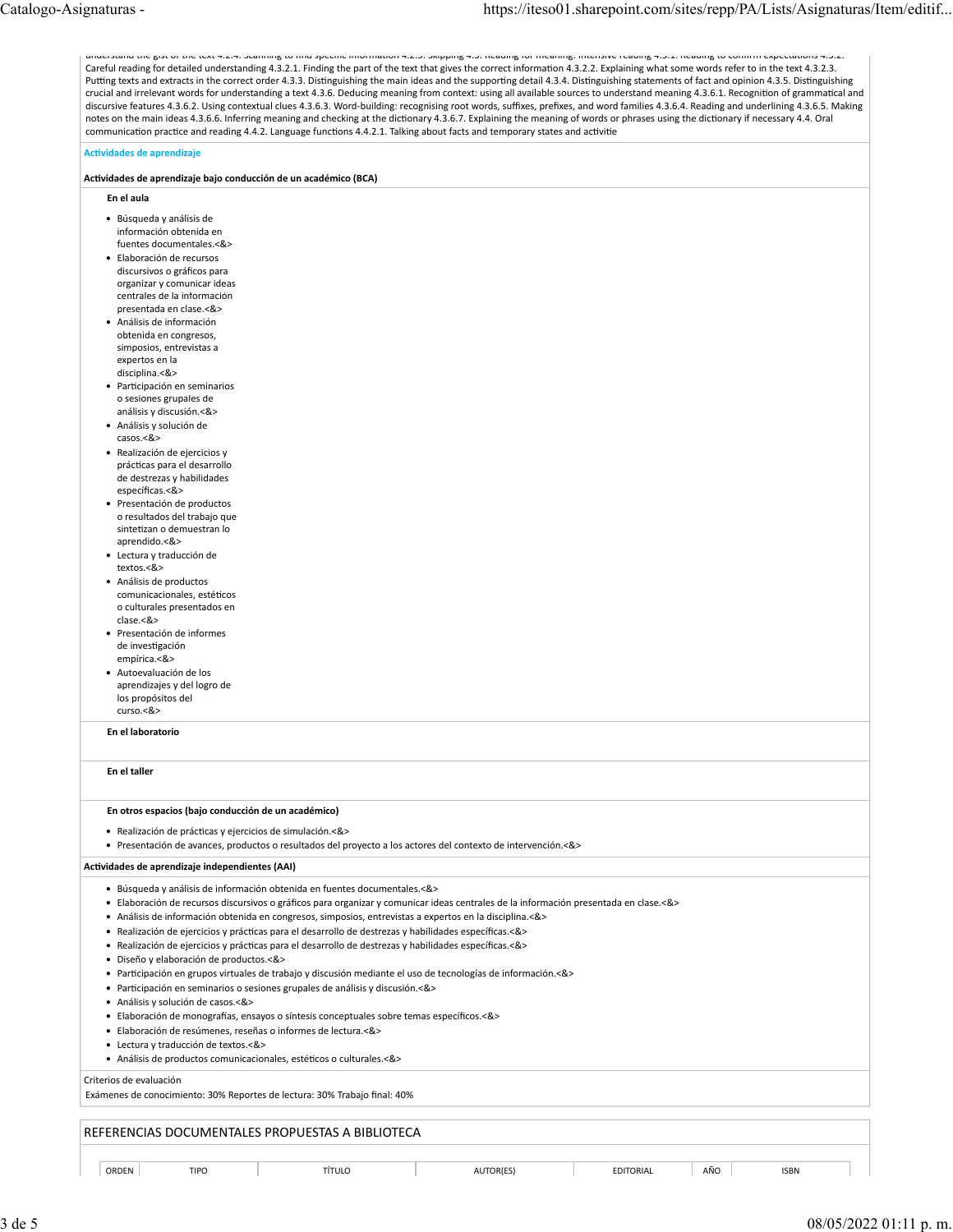understand the gist of the text 4.2.4. Scanning to find specific information 4.2.5. Skipping 4.3. Reading for meaning. Intensive reading 4.3.1. Reading to confirm expectations 4.3.2. Careful reading for detailed understanding 4.3.2.1. Finding the part of the text that gives the correct information 4.3.2.2. Explaining what some words refer to in the text 4.3.2.3. Putting texts and extracts in the correct order 4.3.3. Distinguishing the main ideas and the supporting detail 4.3.4. Distinguishing statements of fact and opinion 4.3.5. Distinguishing crucial and irrelevant words for understanding a text 4.3.6. Deducing meaning from context: using all available sources to understand meaning 4.3.6.1. Recognition of grammatical and discursive features 4.3.6.2. Using contextual clues 4.3.6.3. Word-building: recognising root words, suffixes, prefixes, and word families 4.3.6.4. Reading and underlining 4.3.6.5. Making notes on the main ideas 4.3.6.6. Inferring meaning and checking at the dictionary 4.3.6.7. Explaining the meaning of words or phrases using the dictionary if necessary 4.4. Oral communication practice and reading 4.4.2. Language functions 4.4.2.1. Talking about facts and temporary states and activitie

## Actividades de aprendizaje

### Actividades de aprendizaje bajo conducción de un académico (BCA)

**En el aula**

- Búsqueda y análisis de información obtenida en fuentes documentales.<&>
- Elaboración de recursos discursivos o gráficos para organizar y comunicar ideas centrales de la información presentada en clase.<&>
- Análisis de información obtenida en congresos, simposios, entrevistas a expertos en la disciplina.<&>
- Participación en seminarios o sesiones grupales de análisis y discusión.<&>
- Análisis y solución de casos.<&>
- Realización de ejercicios y prácticas para el desarrollo de destrezas y habilidades específicas.<&>
- Presentación de productos o resultados del trabajo que sintetizan o demuestran lo aprendido.<&>
- Lectura y traducción de textos.<&>
- Análisis de productos comunicacionales, estéticos o culturales presentados en clase.<&>
- Presentación de informes de investigación empírica.<&>
- Autoevaluación de los aprendizajes y del logro de los propósitos del curso.<&>

**En el laboratorio**

**En el taller**

**En otros espacios (bajo conducción de un académico)**

- Realización de prácticas y ejercicios de simulación.<&>
- Presentación de avances, productos o resultados del proyecto a los actores del contexto de intervención.<&>

### Actividades de aprendizaje independientes (AAI)

- Búsqueda y análisis de información obtenida en fuentes documentales.<&>
- Elaboración de recursos discursivos o gráficos para organizar y comunicar ideas centrales de la información presentada en clase.<&>
- Análisis de información obtenida en congresos, simposios, entrevistas a expertos en la disciplina.<&>
- Realización de ejercicios y prácticas para el desarrollo de destrezas y habilidades específicas.<&>
- Realización de ejercicios y prácticas para el desarrollo de destrezas y habilidades específicas.<&>
- Diseño y elaboración de productos.<&>
- Participación en grupos virtuales de trabajo y discusión mediante el uso de tecnologías de información.<&>
- Participación en seminarios o sesiones grupales de análisis y discusión.<&>
- Análisis y solución de casos.<&>
- Elaboración de monografías, ensayos o síntesis conceptuales sobre temas específicos.<&>
- Elaboración de resúmenes, reseñas o informes de lectura.<&>
- Lectura y traducción de textos.<&>
- Análisis de productos comunicacionales, estéticos o culturales.<&>

Criterios de evaluación

Exámenes de conocimiento: 30% Reportes de lectura: 30% Trabajo final: 40%

## REFERENCIAS DOCUMENTALES PROPUESTAS A BIBLIOTECA

| ORDEN | TIPO | TÍTULO | AUTOR(ES) | EDITORIAL | AÑO | ISBN |
|---|---|---|---|---|---|---|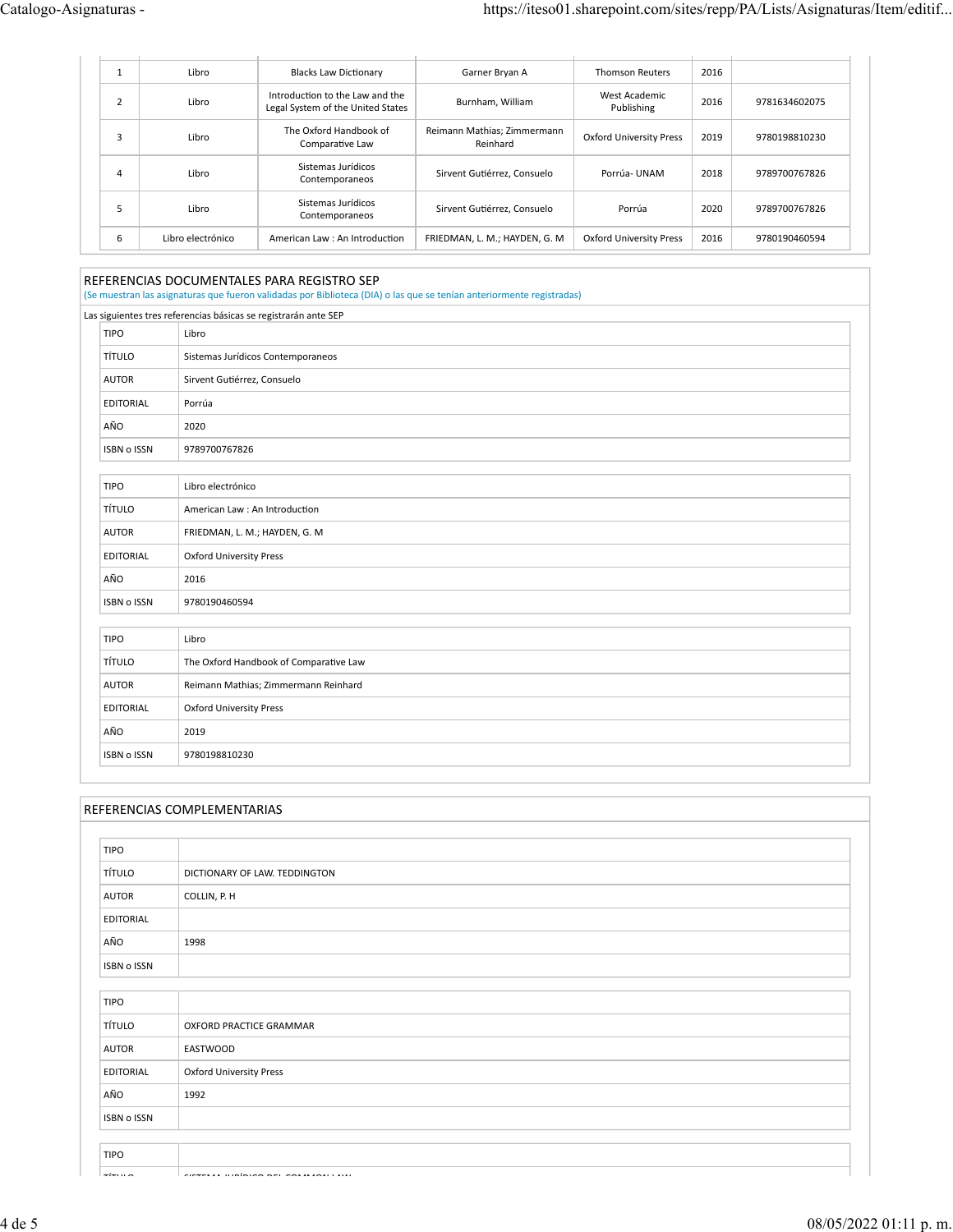| | | | | | | |
|---|---|---|---|---|---|---|
| 1 | Libro | Blacks Law Dictionary | Garner Bryan A | Thomson Reuters | 2016 | |
| 2 | Libro | Introduction to the Law and the Legal System of the United States | Burnham, William | West Academic Publishing | 2016 | 9781634602075 |
| 3 | Libro | The Oxford Handbook of Comparative Law | Reimann Mathias; Zimmermann Reinhard | Oxford University Press | 2019 | 9780198810230 |
| 4 | Libro | Sistemas Jurídicos Contemporaneos | Sirvent Gutiérrez, Consuelo | Porrúa- UNAM | 2018 | 9789700767826 |
| 5 | Libro | Sistemas Jurídicos Contemporaneos | Sirvent Gutiérrez, Consuelo | Porrúa | 2020 | 9789700767826 |
| 6 | Libro electrónico | American Law : An Introduction | FRIEDMAN, L. M.; HAYDEN, G. M | Oxford University Press | 2016 | 9780190460594 |

## REFERENCIAS DOCUMENTALES PARA REGISTRO SEP

(Se muestran las asignaturas que fueron validadas por Biblioteca (DIA) o las que se tenían anteriormente registradas)

Las siguientes tres referencias básicas se registrarán ante SEP

| | |
|---|---|
| TIPO | Libro |
| TÍTULO | Sistemas Jurídicos Contemporaneos |
| AUTOR | Sirvent Gutiérrez, Consuelo |
| EDITORIAL | Porrúa |
| AÑO | 2020 |
| ISBN o ISSN | 9789700767826 |

| | |
|---|---|
| TIPO | Libro electrónico |
| TÍTULO | American Law : An Introduction |
| AUTOR | FRIEDMAN, L. M.; HAYDEN, G. M |
| EDITORIAL | Oxford University Press |
| AÑO | 2016 |
| ISBN o ISSN | 9780190460594 |

| | |
|---|---|
| TIPO | Libro |
| TÍTULO | The Oxford Handbook of Comparative Law |
| AUTOR | Reimann Mathias; Zimmermann Reinhard |
| EDITORIAL | Oxford University Press |
| AÑO | 2019 |
| ISBN o ISSN | 9780198810230 |

## REFERENCIAS COMPLEMENTARIAS

| | |
|---|---|
| TIPO | |
| TÍTULO | DICTIONARY OF LAW. TEDDINGTON |
| AUTOR | COLLIN, P. H |
| EDITORIAL | |
| AÑO | 1998 |
| ISBN o ISSN | |

| | |
|---|---|
| TIPO | |
| TÍTULO | OXFORD PRACTICE GRAMMAR |
| AUTOR | EASTWOOD |
| EDITORIAL | Oxford University Press |
| AÑO | 1992 |
| ISBN o ISSN | |

| | |
|---|---|
| TIPO | |
| TÍTULO | SISTEMA JURÍDICO DEL COMMON LAW |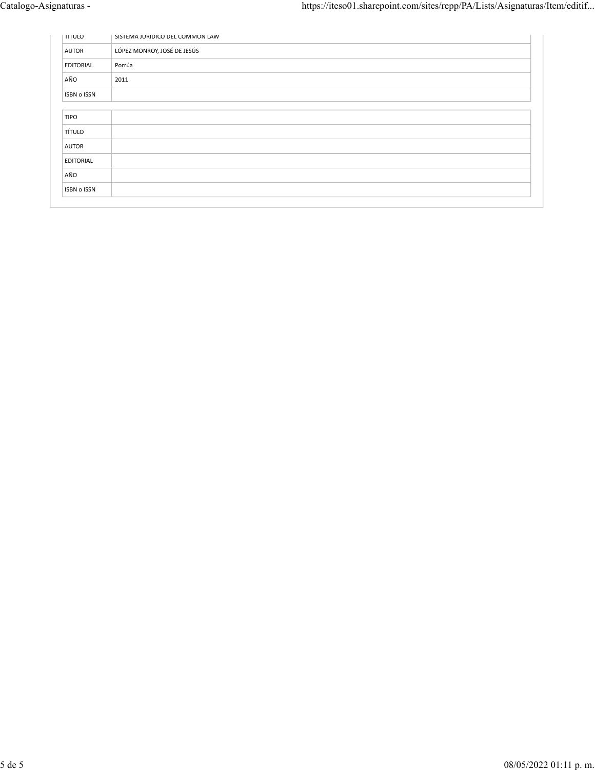| | |
|---|---|
| TÍTULO | SISTEMA JURÍDICO DEL COMMON LAW |
| AUTOR | LÓPEZ MONROY, JOSÉ DE JESÚS |
| EDITORIAL | Porrúa |
| AÑO | 2011 |
| ISBN o ISSN | |

| | |
|---|---|
| TIPO | |
| TÍTULO | |
| AUTOR | |
| EDITORIAL | |
| AÑO | |
| ISBN o ISSN | |